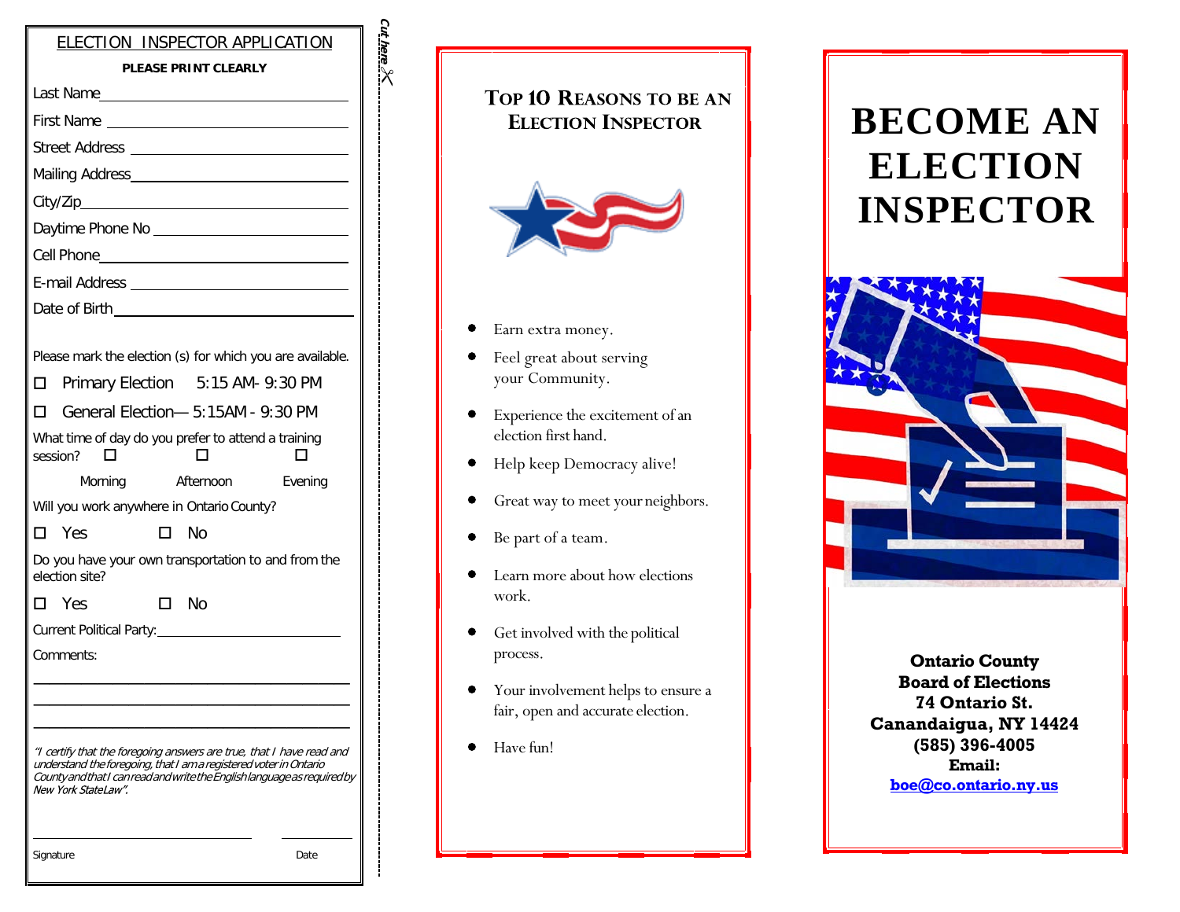## ELECTION INSPECTOR APPLICATION

**PLEASE PRINT CLEARLY**

Last Name\_\_\_\_\_\_\_\_\_\_\_\_\_\_\_\_\_\_\_\_\_\_\_\_\_\_\_\_\_\_

First Name \_\_\_\_\_\_\_\_\_\_\_\_\_\_\_\_\_\_\_\_\_\_\_\_\_\_\_\_\_\_

Street Address \_\_\_\_\_\_\_\_\_\_\_\_\_\_\_\_\_\_\_\_\_\_\_\_\_\_

Mailing Address\_\_\_\_\_\_\_\_\_\_\_\_\_\_\_\_\_\_\_\_\_\_\_\_\_\_

City/Zip\_\_\_\_\_\_\_\_\_\_\_\_\_\_\_\_\_\_\_\_\_\_\_\_\_\_\_\_\_\_\_\_

Daytime Phone No \_\_\_\_\_\_\_\_\_\_\_\_\_\_\_\_\_\_\_\_\_\_\_\_

Cell Phone\_\_\_\_\_\_\_\_\_\_\_\_\_\_\_\_\_\_\_\_\_\_\_\_\_\_\_\_\_\_

E-mail Address \_\_\_\_\_\_\_\_\_\_\_\_\_\_\_\_\_\_\_\_\_\_\_\_\_\_

Date of Birth\_\_\_\_\_\_\_\_\_\_\_\_\_\_\_\_\_\_\_\_\_\_\_\_\_\_\_\_\_

Please mark the election (s) for which you are available.

☐ Primary Election 5:15 AM- 9:30 PM

☐ General Election— 5:15AM - 9:30 PM

What time of day do you prefer to attend a training session?

☐ Morning ☐ Afternoon ☐ Evening

Will you work anywhere in Ontario County?

☐ Yes ☐ No

Do you have your own transportation to and from the election site?

☐ Yes ☐ No

Current Political Party:\_\_\_\_\_\_\_\_\_\_\_\_\_\_\_\_\_\_\_\_\_\_

Comments:

\_\_\_\_\_\_\_\_\_\_\_\_\_\_\_\_\_\_\_\_\_\_\_\_\_\_\_\_\_\_\_\_\_\_\_\_\_\_\_\_\_\_

\_\_\_\_\_\_\_\_\_\_\_\_\_\_\_\_\_\_\_\_\_\_\_\_\_\_\_\_\_\_\_\_\_\_\_\_\_\_\_\_\_\_

\_\_\_\_\_\_\_\_\_\_\_\_\_\_\_\_\_\_\_\_\_\_\_\_\_\_\_\_\_\_\_\_\_\_\_\_\_\_\_\_\_\_

*"I certify that the foregoing answers are true, that I have read and understand the foregoing, that I am a registered voter in Ontario County and that I can read and write the English language as required by New York State Law".*

\_\_\_\_\_\_\_\_\_\_\_\_\_\_\_\_\_\_\_\_\_\_\_\_\_\_\_\_ \_\_\_\_\_\_\_\_\_\_

Signature Date

*Cut here* ✂

## Top 10 Reasons to be an Election Inspector

- Earn extra money.
- Feel great about serving your Community.
- Experience the excitement of an election first hand.
- Help keep Democracy alive!
- Great way to meet your neighbors.
- Be part of a team.
- Learn more about how elections work.
- Get involved with the political process.
- Your involvement helps to ensure a fair, open and accurate election.
- Have fun!

# BECOME AN ELECTION INSPECTOR

**Ontario County**
**Board of Elections**
**74 Ontario St.**
**Canandaigua, NY 14424**
**(585) 396-4005**
**Email:**
**boe@co.ontario.ny.us**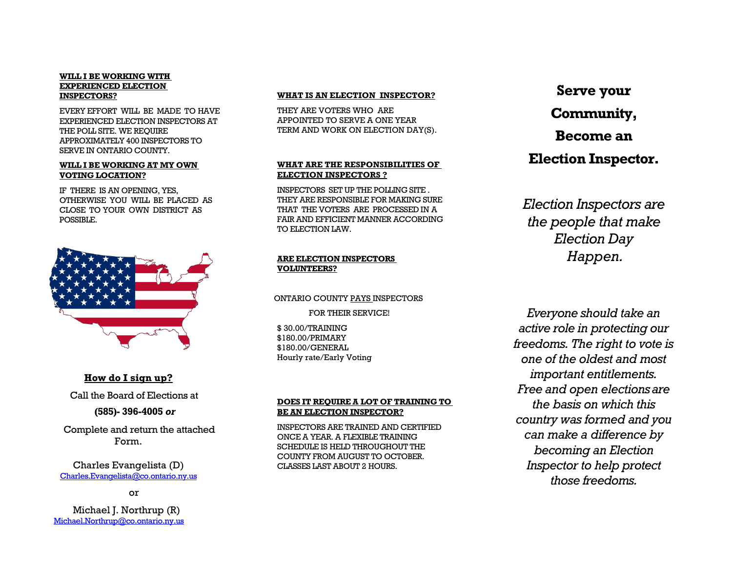**WILL I BE WORKING WITH EXPERIENCED ELECTION INSPECTORS?**

EVERY EFFORT WILL BE MADE TO HAVE EXPERIENCED ELECTION INSPECTORS AT THE POLL SITE. WE REQUIRE APPROXIMATELY 400 INSPECTORS TO SERVE IN ONTARIO COUNTY.

**WILL I BE WORKING AT MY OWN VOTING LOCATION?**

IF THERE IS AN OPENING, YES, OTHERWISE YOU WILL BE PLACED AS CLOSE TO YOUR OWN DISTRICT AS POSSIBLE.

**How do I sign up?**

Call the Board of Elections at

**(585)- 396-4005** ***or***

Complete and return the attached Form.

Charles Evangelista (D)
Charles.Evangelista@co.ontario.ny.us

or

Michael J. Northrup (R)
Michael.Northrup@co.ontario.ny.us

**WHAT IS AN ELECTION INSPECTOR?**

THEY ARE VOTERS WHO ARE APPOINTED TO SERVE A ONE YEAR TERM AND WORK ON ELECTION DAY(S).

**WHAT ARE THE RESPONSIBILITIES OF ELECTION INSPECTORS ?**

INSPECTORS SET UP THE POLLING SITE . THEY ARE RESPONSIBLE FOR MAKING SURE THAT THE VOTERS ARE PROCESSED IN A FAIR AND EFFICIENT MANNER ACCORDING TO ELECTION LAW.

**ARE ELECTION INSPECTORS VOLUNTEERS?**

ONTARIO COUNTY PAYS INSPECTORS FOR THEIR SERVICE!

$ 30.00/TRAINING
$180.00/PRIMARY
$180.00/GENERAL
Hourly rate/Early Voting

**DOES IT REQUIRE A LOT OF TRAINING TO BE AN ELECTION INSPECTOR?**

INSPECTORS ARE TRAINED AND CERTIFIED ONCE A YEAR. A FLEXIBLE TRAINING SCHEDULE IS HELD THROUGHOUT THE COUNTY FROM AUGUST TO OCTOBER. CLASSES LAST ABOUT 2 HOURS.

# Serve your Community, Become an Election Inspector.

*Election Inspectors are the people that make Election Day Happen.*

*Everyone should take an active role in protecting our freedoms. The right to vote is one of the oldest and most important entitlements. Free and open elections are the basis on which this country was formed and you can make a difference by becoming an Election Inspector to help protect those freedoms.*